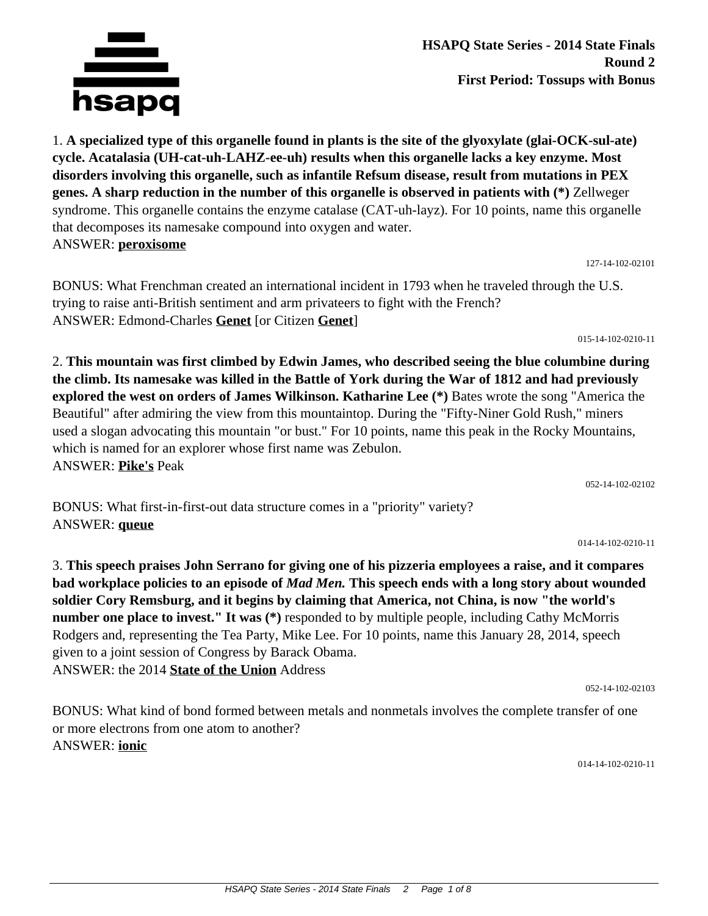**HSAPQ State Series - 2014 State Finals**
**Round 2**
**First Period: Tossups with Bonus**

1. **A specialized type of this organelle found in plants is the site of the glyoxylate (glai-OCK-sul-ate) cycle. Acatalasia (UH-cat-uh-LAHZ-ee-uh) results when this organelle lacks a key enzyme. Most disorders involving this organelle, such as infantile Refsum disease, result from mutations in PEX genes. A sharp reduction in the number of this organelle is observed in patients with (*)** Zellweger syndrome. This organelle contains the enzyme catalase (CAT-uh-layz). For 10 points, name this organelle that decomposes its namesake compound into oxygen and water.
ANSWER: **peroxisome**

127-14-102-02101

BONUS: What Frenchman created an international incident in 1793 when he traveled through the U.S. trying to raise anti-British sentiment and arm privateers to fight with the French?
ANSWER: Edmond-Charles **Genet** [or Citizen **Genet**]

015-14-102-0210-11

2. **This mountain was first climbed by Edwin James, who described seeing the blue columbine during the climb. Its namesake was killed in the Battle of York during the War of 1812 and had previously explored the west on orders of James Wilkinson. Katharine Lee (*)** Bates wrote the song "America the Beautiful" after admiring the view from this mountaintop. During the "Fifty-Niner Gold Rush," miners used a slogan advocating this mountain "or bust." For 10 points, name this peak in the Rocky Mountains, which is named for an explorer whose first name was Zebulon.
ANSWER: **Pike's** Peak

052-14-102-02102

BONUS: What first-in-first-out data structure comes in a "priority" variety?
ANSWER: **queue**

014-14-102-0210-11

3. **This speech praises John Serrano for giving one of his pizzeria employees a raise, and it compares bad workplace policies to an episode of *Mad Men.* This speech ends with a long story about wounded soldier Cory Remsburg, and it begins by claiming that America, not China, is now "the world's number one place to invest." It was (*)** responded to by multiple people, including Cathy McMorris Rodgers and, representing the Tea Party, Mike Lee. For 10 points, name this January 28, 2014, speech given to a joint session of Congress by Barack Obama.
ANSWER: the 2014 **State of the Union** Address

052-14-102-02103

BONUS: What kind of bond formed between metals and nonmetals involves the complete transfer of one or more electrons from one atom to another?
ANSWER: **ionic**

014-14-102-0210-11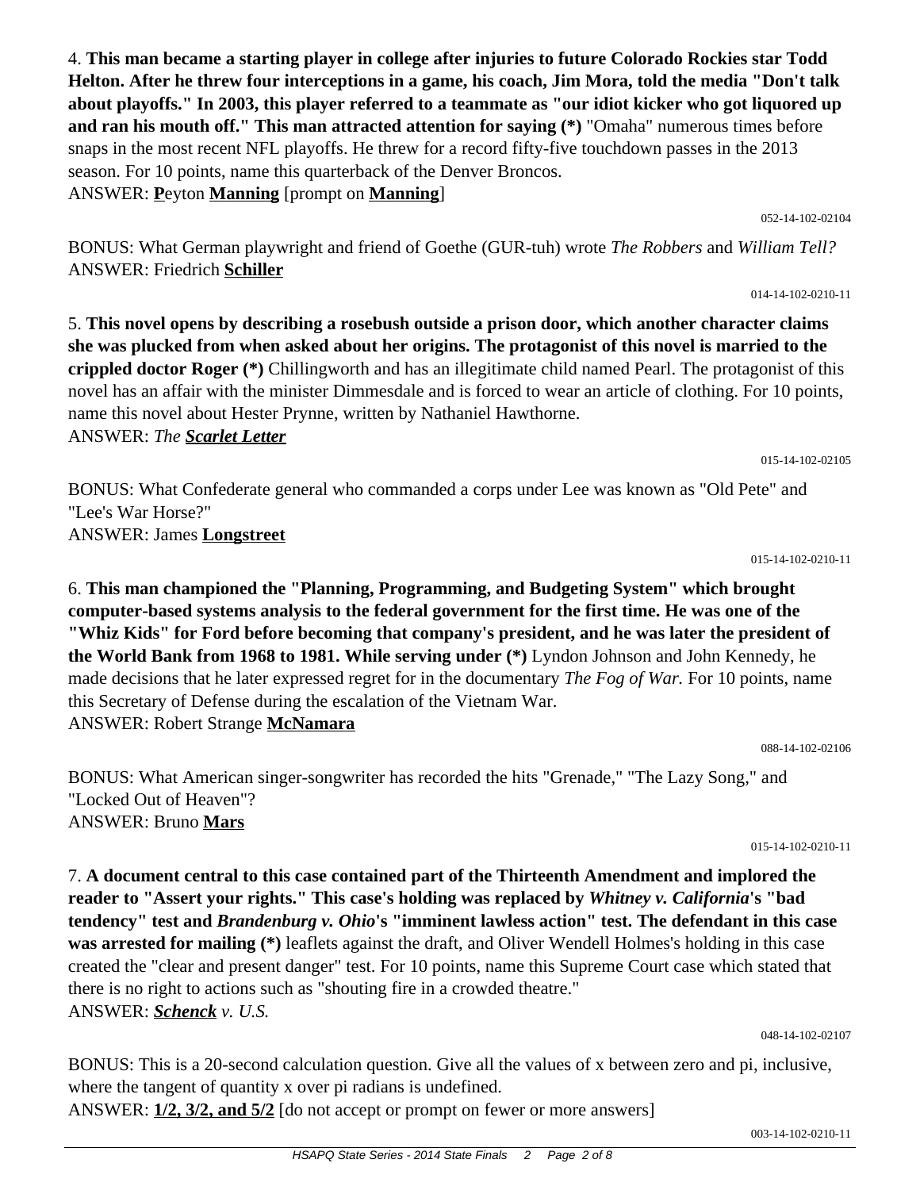4. **This man became a starting player in college after injuries to future Colorado Rockies star Todd Helton. After he threw four interceptions in a game, his coach, Jim Mora, told the media "Don't talk about playoffs." In 2003, this player referred to a teammate as "our idiot kicker who got liquored up and ran his mouth off." This man attracted attention for saying (*)** "Omaha" numerous times before snaps in the most recent NFL playoffs. He threw for a record fifty-five touchdown passes in the 2013 season. For 10 points, name this quarterback of the Denver Broncos.
ANSWER: **P**eyton **Manning** [prompt on **Manning**]

052-14-102-02104

BONUS: What German playwright and friend of Goethe (GUR-tuh) wrote *The Robbers* and *William Tell?*
ANSWER: Friedrich **Schiller**

014-14-102-0210-11

5. **This novel opens by describing a rosebush outside a prison door, which another character claims she was plucked from when asked about her origins. The protagonist of this novel is married to the crippled doctor Roger (*)** Chillingworth and has an illegitimate child named Pearl. The protagonist of this novel has an affair with the minister Dimmesdale and is forced to wear an article of clothing. For 10 points, name this novel about Hester Prynne, written by Nathaniel Hawthorne.
ANSWER: *The* ***Scarlet Letter***

015-14-102-02105

BONUS: What Confederate general who commanded a corps under Lee was known as "Old Pete" and "Lee's War Horse?"
ANSWER: James **Longstreet**

015-14-102-0210-11

6. **This man championed the "Planning, Programming, and Budgeting System" which brought computer-based systems analysis to the federal government for the first time. He was one of the "Whiz Kids" for Ford before becoming that company's president, and he was later the president of the World Bank from 1968 to 1981. While serving under (*)** Lyndon Johnson and John Kennedy, he made decisions that he later expressed regret for in the documentary *The Fog of War.* For 10 points, name this Secretary of Defense during the escalation of the Vietnam War.
ANSWER: Robert Strange **McNamara**

088-14-102-02106

BONUS: What American singer-songwriter has recorded the hits "Grenade," "The Lazy Song," and "Locked Out of Heaven"?
ANSWER: Bruno **Mars**

015-14-102-0210-11

7. **A document central to this case contained part of the Thirteenth Amendment and implored the reader to "Assert your rights." This case's holding was replaced by *Whitney v. California*'s "bad tendency" test and *Brandenburg v. Ohio*'s "imminent lawless action" test. The defendant in this case was arrested for mailing (*)** leaflets against the draft, and Oliver Wendell Holmes's holding in this case created the "clear and present danger" test. For 10 points, name this Supreme Court case which stated that there is no right to actions such as "shouting fire in a crowded theatre."
ANSWER: ***Schenck*** *v. U.S.*

048-14-102-02107

BONUS: This is a 20-second calculation question. Give all the values of x between zero and pi, inclusive, where the tangent of quantity x over pi radians is undefined.
ANSWER: **1/2, 3/2, and 5/2** [do not accept or prompt on fewer or more answers]

003-14-102-0210-11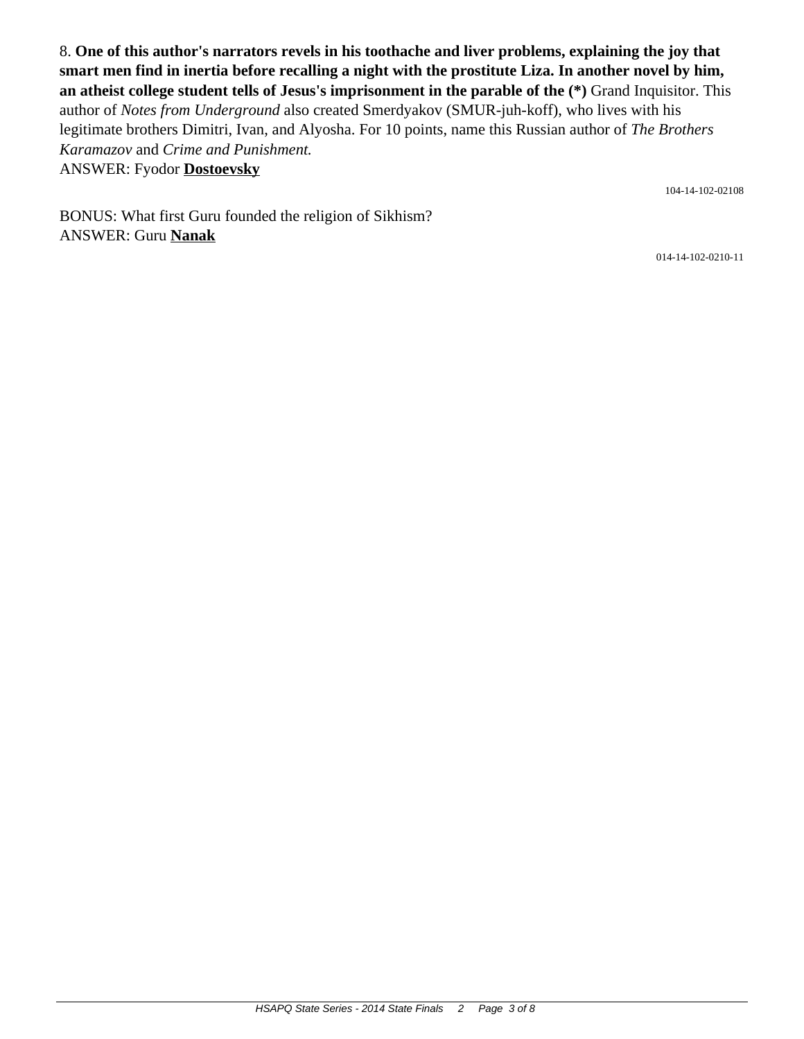8. **One of this author's narrators revels in his toothache and liver problems, explaining the joy that smart men find in inertia before recalling a night with the prostitute Liza. In another novel by him, an atheist college student tells of Jesus's imprisonment in the parable of the (*)** Grand Inquisitor. This author of *Notes from Underground* also created Smerdyakov (SMUR-juh-koff), who lives with his legitimate brothers Dimitri, Ivan, and Alyosha. For 10 points, name this Russian author of *The Brothers Karamazov* and *Crime and Punishment.*
ANSWER: Fyodor **Dostoevsky**

104-14-102-02108

BONUS: What first Guru founded the religion of Sikhism?
ANSWER: Guru **Nanak**

014-14-102-0210-11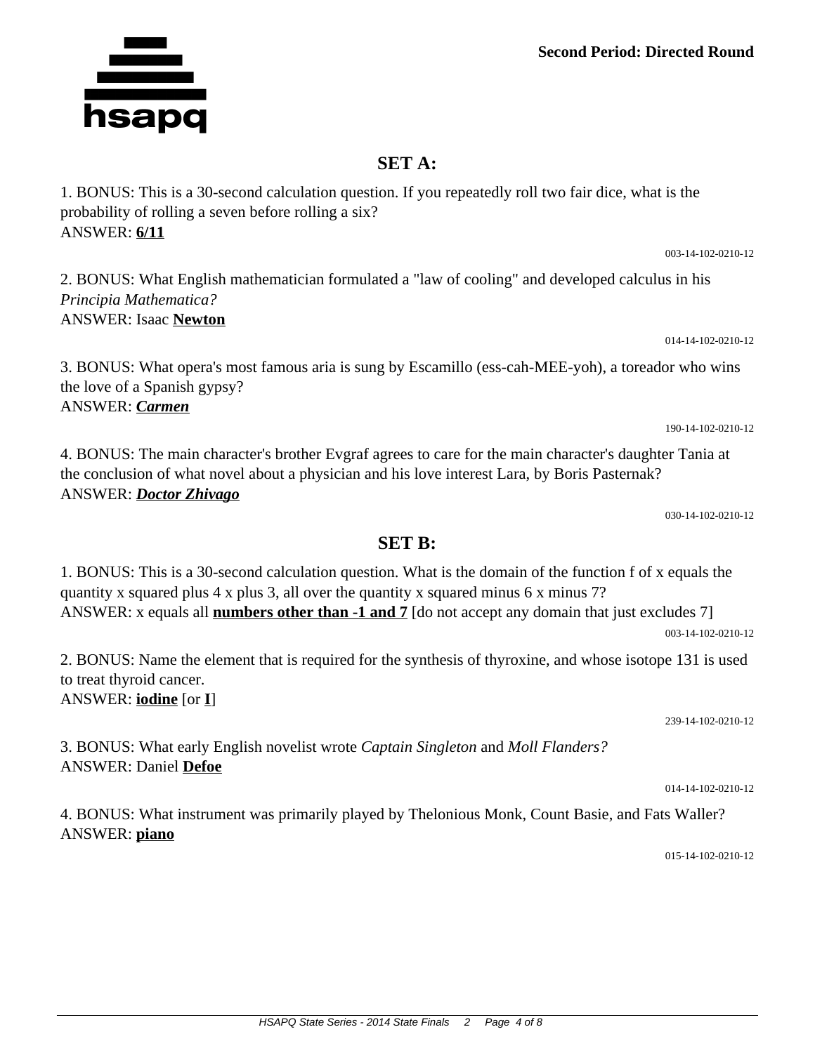**Second Period: Directed Round**

## SET A:

1. BONUS: This is a 30-second calculation question. If you repeatedly roll two fair dice, what is the probability of rolling a seven before rolling a six?
ANSWER: **6/11**

003-14-102-0210-12

2. BONUS: What English mathematician formulated a "law of cooling" and developed calculus in his *Principia Mathematica?*
ANSWER: Isaac **Newton**

014-14-102-0210-12

3. BONUS: What opera's most famous aria is sung by Escamillo (ess-cah-MEE-yoh), a toreador who wins the love of a Spanish gypsy?
ANSWER: ***Carmen***

190-14-102-0210-12

4. BONUS: The main character's brother Evgraf agrees to care for the main character's daughter Tania at the conclusion of what novel about a physician and his love interest Lara, by Boris Pasternak?
ANSWER: ***Doctor Zhivago***

030-14-102-0210-12

## SET B:

1. BONUS: This is a 30-second calculation question. What is the domain of the function f of x equals the quantity x squared plus 4 x plus 3, all over the quantity x squared minus 6 x minus 7?
ANSWER: x equals all **numbers other than -1 and 7** [do not accept any domain that just excludes 7]

003-14-102-0210-12

2. BONUS: Name the element that is required for the synthesis of thyroxine, and whose isotope 131 is used to treat thyroid cancer.
ANSWER: **iodine** [or **I**]

239-14-102-0210-12

3. BONUS: What early English novelist wrote *Captain Singleton* and *Moll Flanders?*
ANSWER: Daniel **Defoe**

014-14-102-0210-12

4. BONUS: What instrument was primarily played by Thelonious Monk, Count Basie, and Fats Waller?
ANSWER: **piano**

015-14-102-0210-12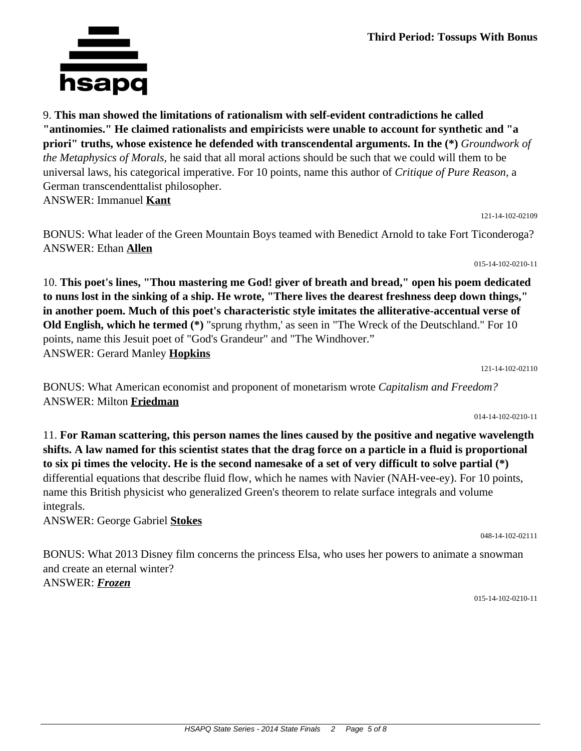9. **This man showed the limitations of rationalism with self-evident contradictions he called "antinomies." He claimed rationalists and empiricists were unable to account for synthetic and "a priori" truths, whose existence he defended with transcendental arguments. In the (*)** *Groundwork of the Metaphysics of Morals,* he said that all moral actions should be such that we could will them to be universal laws, his categorical imperative. For 10 points, name this author of *Critique of Pure Reason,* a German transcendenttalist philosopher.

ANSWER: Immanuel **Kant**

121-14-102-02109

BONUS: What leader of the Green Mountain Boys teamed with Benedict Arnold to take Fort Ticonderoga?

ANSWER: Ethan **Allen**

015-14-102-0210-11

10. **This poet's lines, "Thou mastering me God! giver of breath and bread," open his poem dedicated to nuns lost in the sinking of a ship. He wrote, "There lives the dearest freshness deep down things," in another poem. Much of this poet's characteristic style imitates the alliterative-accentual verse of Old English, which he termed (*)** "sprung rhythm,' as seen in "The Wreck of the Deutschland." For 10 points, name this Jesuit poet of "God's Grandeur" and "The Windhover."

ANSWER: Gerard Manley **Hopkins**

121-14-102-02110

BONUS: What American economist and proponent of monetarism wrote *Capitalism and Freedom?*

ANSWER: Milton **Friedman**

014-14-102-0210-11

11. **For Raman scattering, this person names the lines caused by the positive and negative wavelength shifts. A law named for this scientist states that the drag force on a particle in a fluid is proportional to six pi times the velocity. He is the second namesake of a set of very difficult to solve partial (*)** differential equations that describe fluid flow, which he names with Navier (NAH-vee-ey). For 10 points, name this British physicist who generalized Green's theorem to relate surface integrals and volume integrals.

ANSWER: George Gabriel **Stokes**

048-14-102-02111

BONUS: What 2013 Disney film concerns the princess Elsa, who uses her powers to animate a snowman and create an eternal winter?

ANSWER: ***Frozen***

015-14-102-0210-11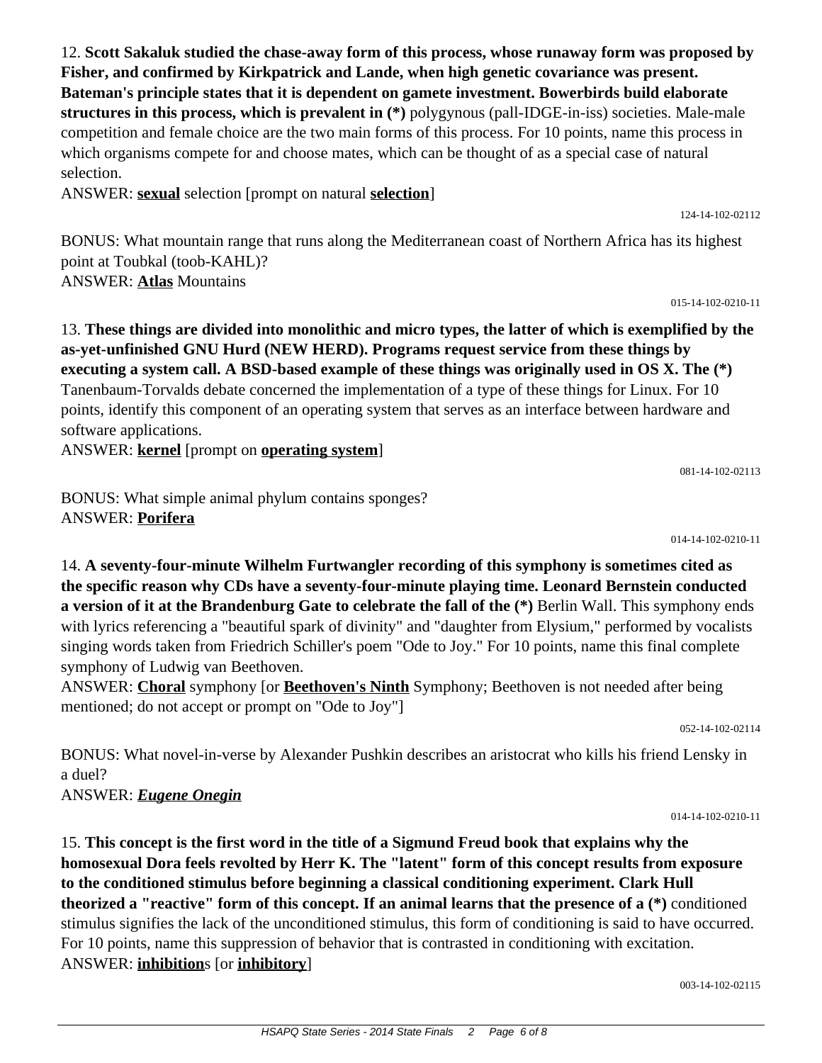12. **Scott Sakaluk studied the chase-away form of this process, whose runaway form was proposed by Fisher, and confirmed by Kirkpatrick and Lande, when high genetic covariance was present. Bateman's principle states that it is dependent on gamete investment. Bowerbirds build elaborate structures in this process, which is prevalent in (*)** polygynous (pall-IDGE-in-iss) societies. Male-male competition and female choice are the two main forms of this process. For 10 points, name this process in which organisms compete for and choose mates, which can be thought of as a special case of natural selection.

ANSWER: **sexual** selection [prompt on natural **selection**]

124-14-102-02112

BONUS: What mountain range that runs along the Mediterranean coast of Northern Africa has its highest point at Toubkal (toob-KAHL)?

ANSWER: **Atlas** Mountains

015-14-102-0210-11

13. **These things are divided into monolithic and micro types, the latter of which is exemplified by the as-yet-unfinished GNU Hurd (NEW HERD). Programs request service from these things by executing a system call. A BSD-based example of these things was originally used in OS X. The (*)** Tanenbaum-Torvalds debate concerned the implementation of a type of these things for Linux. For 10 points, identify this component of an operating system that serves as an interface between hardware and software applications.

ANSWER: **kernel** [prompt on **operating system**]

081-14-102-02113

BONUS: What simple animal phylum contains sponges?

ANSWER: **Porifera**

014-14-102-0210-11

14. **A seventy-four-minute Wilhelm Furtwangler recording of this symphony is sometimes cited as the specific reason why CDs have a seventy-four-minute playing time. Leonard Bernstein conducted a version of it at the Brandenburg Gate to celebrate the fall of the (*)** Berlin Wall. This symphony ends with lyrics referencing a "beautiful spark of divinity" and "daughter from Elysium," performed by vocalists singing words taken from Friedrich Schiller's poem "Ode to Joy." For 10 points, name this final complete symphony of Ludwig van Beethoven.

ANSWER: **Choral** symphony [or **Beethoven's Ninth** Symphony; Beethoven is not needed after being mentioned; do not accept or prompt on "Ode to Joy"]

052-14-102-02114

BONUS: What novel-in-verse by Alexander Pushkin describes an aristocrat who kills his friend Lensky in a duel?

ANSWER: ***Eugene Onegin***

014-14-102-0210-11

15. **This concept is the first word in the title of a Sigmund Freud book that explains why the homosexual Dora feels revolted by Herr K. The "latent" form of this concept results from exposure to the conditioned stimulus before beginning a classical conditioning experiment. Clark Hull theorized a "reactive" form of this concept. If an animal learns that the presence of a (*)** conditioned stimulus signifies the lack of the unconditioned stimulus, this form of conditioning is said to have occurred. For 10 points, name this suppression of behavior that is contrasted in conditioning with excitation.

ANSWER: **inhibition**s [or **inhibitory**]

003-14-102-02115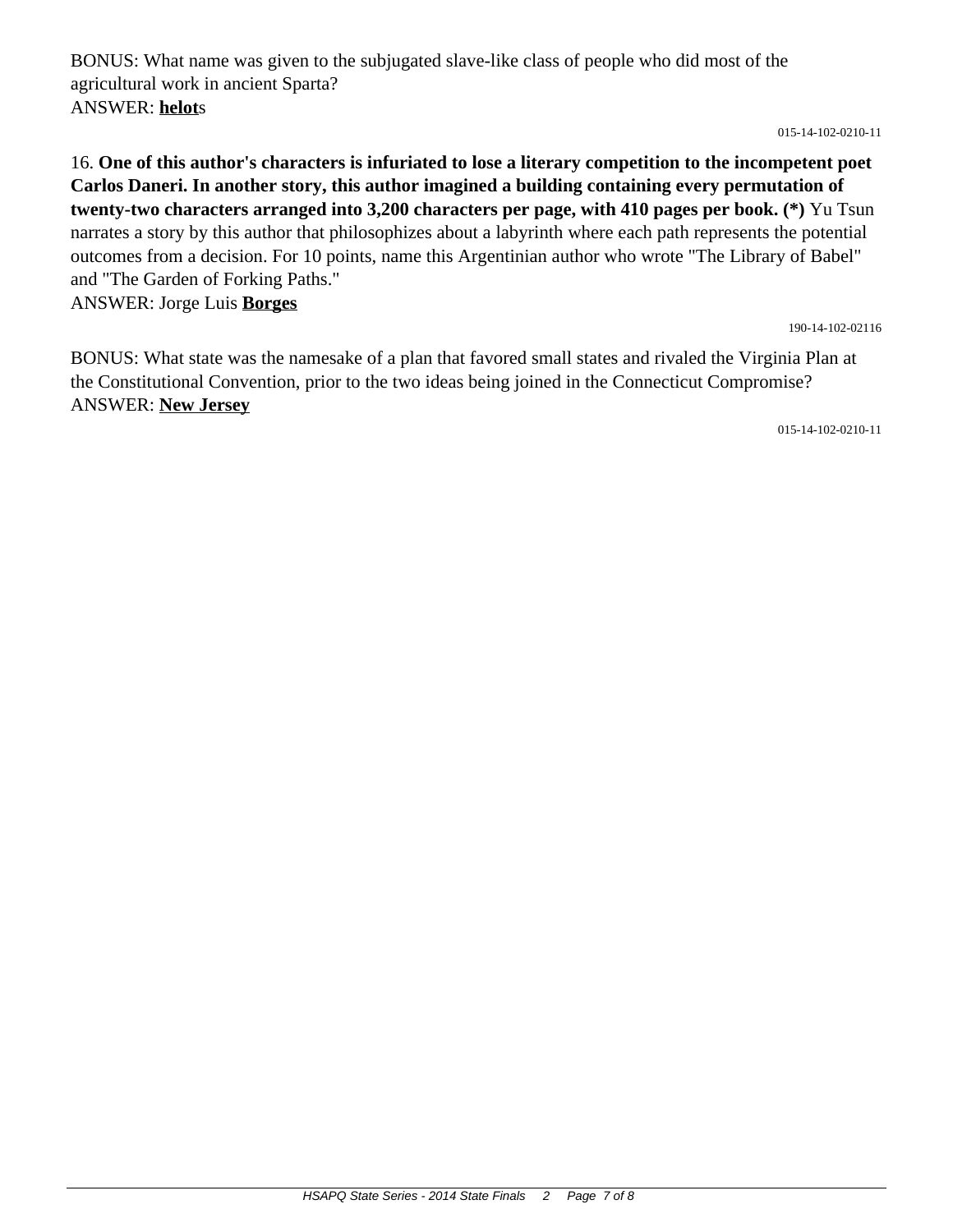BONUS: What name was given to the subjugated slave-like class of people who did most of the agricultural work in ancient Sparta?
ANSWER: **<u>helot</u>**s

015-14-102-0210-11

16. **One of this author's characters is infuriated to lose a literary competition to the incompetent poet Carlos Daneri. In another story, this author imagined a building containing every permutation of twenty-two characters arranged into 3,200 characters per page, with 410 pages per book. (*)** Yu Tsun narrates a story by this author that philosophizes about a labyrinth where each path represents the potential outcomes from a decision. For 10 points, name this Argentinian author who wrote "The Library of Babel" and "The Garden of Forking Paths."
ANSWER: Jorge Luis **<u>Borges</u>**

190-14-102-02116

BONUS: What state was the namesake of a plan that favored small states and rivaled the Virginia Plan at the Constitutional Convention, prior to the two ideas being joined in the Connecticut Compromise?
ANSWER: **<u>New Jersey</u>**

015-14-102-0210-11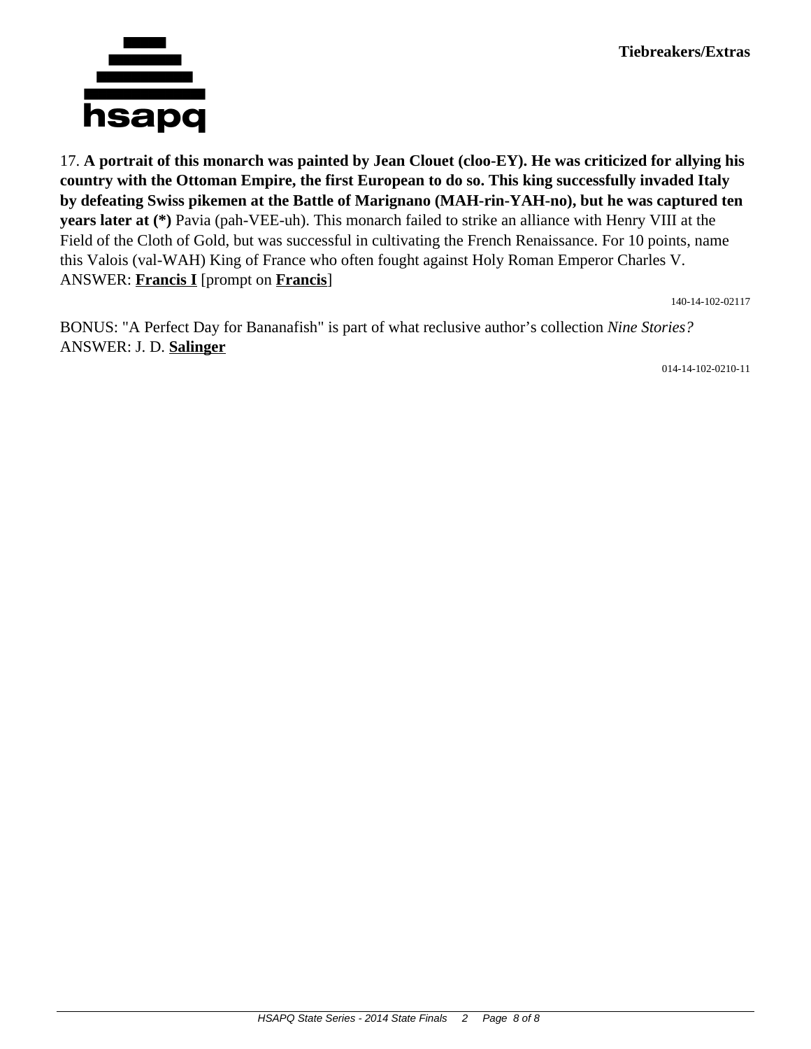**Tiebreakers/Extras**

17. **A portrait of this monarch was painted by Jean Clouet (cloo-EY). He was criticized for allying his country with the Ottoman Empire, the first European to do so. This king successfully invaded Italy by defeating Swiss pikemen at the Battle of Marignano (MAH-rin-YAH-no), but he was captured ten years later at (*)** Pavia (pah-VEE-uh). This monarch failed to strike an alliance with Henry VIII at the Field of the Cloth of Gold, but was successful in cultivating the French Renaissance. For 10 points, name this Valois (val-WAH) King of France who often fought against Holy Roman Emperor Charles V.
ANSWER: **Francis I** [prompt on **Francis**]

140-14-102-02117

BONUS: "A Perfect Day for Bananafish" is part of what reclusive author's collection *Nine Stories?*
ANSWER: J. D. **Salinger**

014-14-102-0210-11